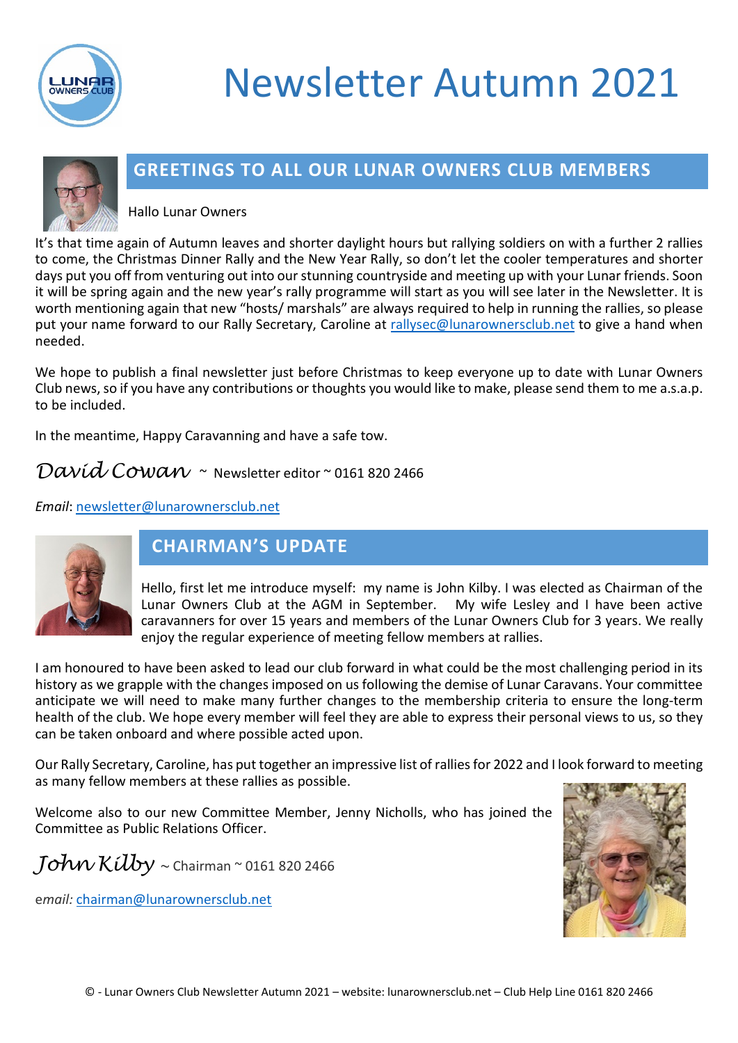# Newsletter Autumn 2021

## GREETINGS TO ALL OUR LUNAR OWNERS CLUB MEMBERS

Hallo Lunar Owners

It's that time again of Autumn leaves and shorter daylight hours but rallying soldiers on with a further 2 rallies to come, the Christmas Dinner Rally and the New Year Rally, so don't let the cooler temperatures and shorter days put you off from venturing out into our stunning countryside and meeting up with your Lunar friends. Soon it will be spring again and the new year's rally programme will start as you will see later in the Newsletter. It is worth mentioning again that new "hosts/ marshals" are always required to help in running the rallies, so please put your name forward to our Rally Secretary, Caroline at rallysec@lunarownersclub.net to give a hand when needed.

We hope to publish a final newsletter just before Christmas to keep everyone up to date with Lunar Owners Club news, so if you have any contributions or thoughts you would like to make, please send them to me a.s.a.p. to be included.

In the meantime, Happy Caravanning and have a safe tow.

*David Cowan* ~ Newsletter editor ~ 0161 820 2466

*Email*: newsletter@lunarownersclub.net

## CHAIRMAN'S UPDATE

Hello, first let me introduce myself: my name is John Kilby. I was elected as Chairman of the Lunar Owners Club at the AGM in September. My wife Lesley and I have been active caravanners for over 15 years and members of the Lunar Owners Club for 3 years. We really enjoy the regular experience of meeting fellow members at rallies.

I am honoured to have been asked to lead our club forward in what could be the most challenging period in its history as we grapple with the changes imposed on us following the demise of Lunar Caravans. Your committee anticipate we will need to make many further changes to the membership criteria to ensure the long-term health of the club. We hope every member will feel they are able to express their personal views to us, so they can be taken onboard and where possible acted upon.

Our Rally Secretary, Caroline, has put together an impressive list of rallies for 2022 and I look forward to meeting as many fellow members at these rallies as possible.

Welcome also to our new Committee Member, Jenny Nicholls, who has joined the Committee as Public Relations Officer.

*John Kilby* ~ Chairman ~ 0161 820 2466

e*mail:* chairman@lunarownersclub.net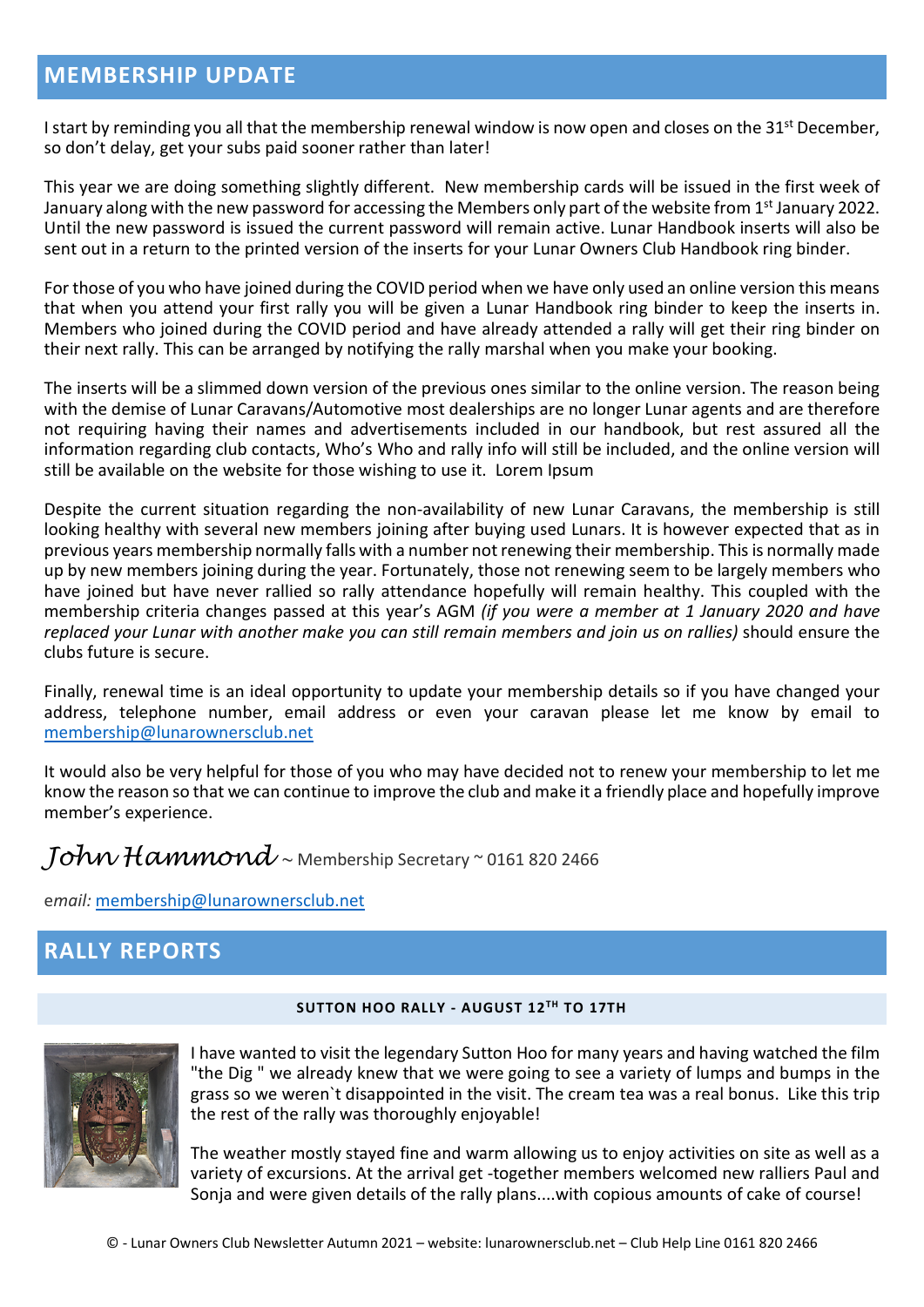## MEMBERSHIP UPDATE

I start by reminding you all that the membership renewal window is now open and closes on the 31st December, so don't delay, get your subs paid sooner rather than later!

This year we are doing something slightly different. New membership cards will be issued in the first week of January along with the new password for accessing the Members only part of the website from 1st January 2022. Until the new password is issued the current password will remain active. Lunar Handbook inserts will also be sent out in a return to the printed version of the inserts for your Lunar Owners Club Handbook ring binder.

For those of you who have joined during the COVID period when we have only used an online version this means that when you attend your first rally you will be given a Lunar Handbook ring binder to keep the inserts in. Members who joined during the COVID period and have already attended a rally will get their ring binder on their next rally. This can be arranged by notifying the rally marshal when you make your booking.

The inserts will be a slimmed down version of the previous ones similar to the online version. The reason being with the demise of Lunar Caravans/Automotive most dealerships are no longer Lunar agents and are therefore not requiring having their names and advertisements included in our handbook, but rest assured all the information regarding club contacts, Who's Who and rally info will still be included, and the online version will still be available on the website for those wishing to use it. Lorem Ipsum

Despite the current situation regarding the non-availability of new Lunar Caravans, the membership is still looking healthy with several new members joining after buying used Lunars. It is however expected that as in previous years membership normally falls with a number not renewing their membership. This is normally made up by new members joining during the year. Fortunately, those not renewing seem to be largely members who have joined but have never rallied so rally attendance hopefully will remain healthy. This coupled with the membership criteria changes passed at this year's AGM *(if you were a member at 1 January 2020 and have replaced your Lunar with another make you can still remain members and join us on rallies)* should ensure the clubs future is secure.

Finally, renewal time is an ideal opportunity to update your membership details so if you have changed your address, telephone number, email address or even your caravan please let me know by email to membership@lunarownersclub.net

It would also be very helpful for those of you who may have decided not to renew your membership to let me know the reason so that we can continue to improve the club and make it a friendly place and hopefully improve member's experience.

*John Hammond* ~ Membership Secretary ~ 0161 820 2466

e*mail:* membership@lunarownersclub.net

## RALLY REPORTS

### SUTTON HOO RALLY - AUGUST 12TH TO 17TH

I have wanted to visit the legendary Sutton Hoo for many years and having watched the film "the Dig " we already knew that we were going to see a variety of lumps and bumps in the grass so we weren`t disappointed in the visit. The cream tea was a real bonus. Like this trip the rest of the rally was thoroughly enjoyable!

The weather mostly stayed fine and warm allowing us to enjoy activities on site as well as a variety of excursions. At the arrival get -together members welcomed new ralliers Paul and Sonja and were given details of the rally plans....with copious amounts of cake of course!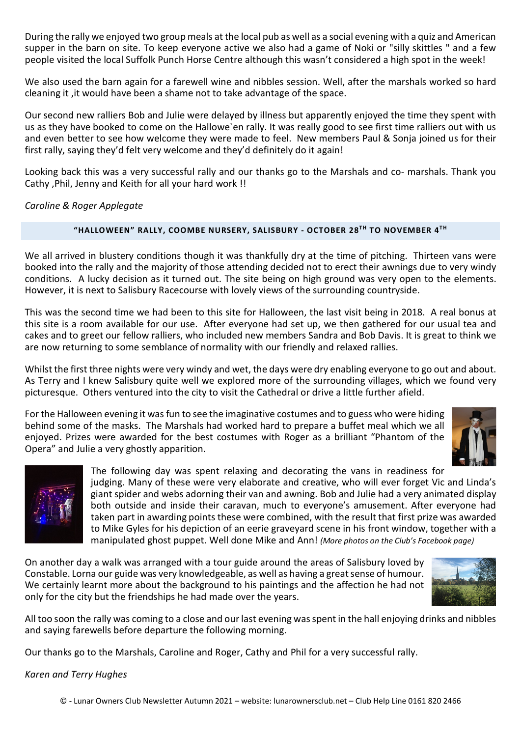During the rally we enjoyed two group meals at the local pub as well as a social evening with a quiz and American supper in the barn on site. To keep everyone active we also had a game of Noki or "silly skittles " and a few people visited the local Suffolk Punch Horse Centre although this wasn't considered a high spot in the week!

We also used the barn again for a farewell wine and nibbles session. Well, after the marshals worked so hard cleaning it ,it would have been a shame not to take advantage of the space.

Our second new ralliers Bob and Julie were delayed by illness but apparently enjoyed the time they spent with us as they have booked to come on the Hallowe`en rally. It was really good to see first time ralliers out with us and even better to see how welcome they were made to feel. New members Paul & Sonja joined us for their first rally, saying they'd felt very welcome and they'd definitely do it again!

Looking back this was a very successful rally and our thanks go to the Marshals and co- marshals. Thank you Cathy ,Phil, Jenny and Keith for all your hard work !!

*Caroline & Roger Applegate*

## "HALLOWEEN" RALLY, COOMBE NURSERY, SALISBURY - OCTOBER 28TH TO NOVEMBER 4TH

We all arrived in blustery conditions though it was thankfully dry at the time of pitching. Thirteen vans were booked into the rally and the majority of those attending decided not to erect their awnings due to very windy conditions. A lucky decision as it turned out. The site being on high ground was very open to the elements. However, it is next to Salisbury Racecourse with lovely views of the surrounding countryside.

This was the second time we had been to this site for Halloween, the last visit being in 2018. A real bonus at this site is a room available for our use. After everyone had set up, we then gathered for our usual tea and cakes and to greet our fellow ralliers, who included new members Sandra and Bob Davis. It is great to think we are now returning to some semblance of normality with our friendly and relaxed rallies.

Whilst the first three nights were very windy and wet, the days were dry enabling everyone to go out and about. As Terry and I knew Salisbury quite well we explored more of the surrounding villages, which we found very picturesque. Others ventured into the city to visit the Cathedral or drive a little further afield.

For the Halloween evening it was fun to see the imaginative costumes and to guess who were hiding behind some of the masks. The Marshals had worked hard to prepare a buffet meal which we all enjoyed. Prizes were awarded for the best costumes with Roger as a brilliant "Phantom of the Opera" and Julie a very ghostly apparition.

The following day was spent relaxing and decorating the vans in readiness for judging. Many of these were very elaborate and creative, who will ever forget Vic and Linda's giant spider and webs adorning their van and awning. Bob and Julie had a very animated display both outside and inside their caravan, much to everyone's amusement. After everyone had taken part in awarding points these were combined, with the result that first prize was awarded to Mike Gyles for his depiction of an eerie graveyard scene in his front window, together with a manipulated ghost puppet. Well done Mike and Ann! *(More photos on the Club's Facebook page)*

On another day a walk was arranged with a tour guide around the areas of Salisbury loved by Constable. Lorna our guide was very knowledgeable, as well as having a great sense of humour. We certainly learnt more about the background to his paintings and the affection he had not only for the city but the friendships he had made over the years.

All too soon the rally was coming to a close and our last evening was spent in the hall enjoying drinks and nibbles and saying farewells before departure the following morning.

Our thanks go to the Marshals, Caroline and Roger, Cathy and Phil for a very successful rally.

*Karen and Terry Hughes*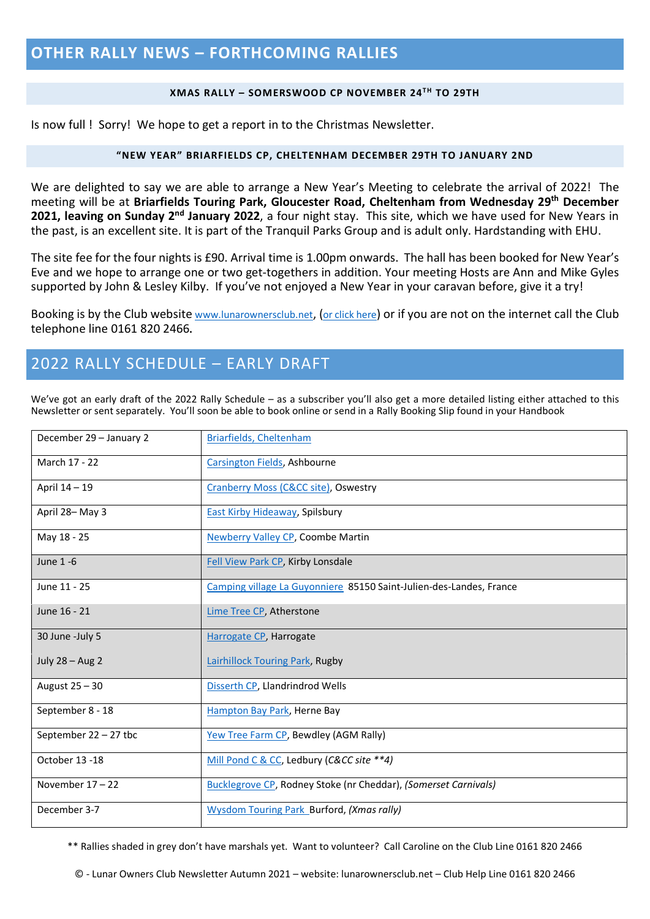## OTHER RALLY NEWS – FORTHCOMING RALLIES

#### XMAS RALLY – SOMERSWOOD CP NOVEMBER 24TH TO 29TH

Is now full ! Sorry! We hope to get a report in to the Christmas Newsletter.

#### "NEW YEAR" BRIARFIELDS CP, CHELTENHAM DECEMBER 29TH TO JANUARY 2ND

We are delighted to say we are able to arrange a New Year's Meeting to celebrate the arrival of 2022! The meeting will be at **Briarfields Touring Park, Gloucester Road, Cheltenham from Wednesday 29th December 2021, leaving on Sunday 2nd January 2022**, a four night stay. This site, which we have used for New Years in the past, is an excellent site. It is part of the Tranquil Parks Group and is adult only. Hardstanding with EHU.

The site fee for the four nights is £90. Arrival time is 1.00pm onwards. The hall has been booked for New Year's Eve and we hope to arrange one or two get-togethers in addition. Your meeting Hosts are Ann and Mike Gyles supported by John & Lesley Kilby. If you've not enjoyed a New Year in your caravan before, give it a try!

Booking is by the Club website www.lunarownersclub.net, (or click here) or if you are not on the internet call the Club telephone line 0161 820 2466.

## 2022 RALLY SCHEDULE – EARLY DRAFT

We've got an early draft of the 2022 Rally Schedule – as a subscriber you'll also get a more detailed listing either attached to this Newsletter or sent separately. You'll soon be able to book online or send in a Rally Booking Slip found in your Handbook

| | |
|---|---|
| December 29 – January 2 | Briarfields, Cheltenham |
| March 17 - 22 | Carsington Fields, Ashbourne |
| April 14 – 19 | Cranberry Moss (C&CC site), Oswestry |
| April 28– May 3 | East Kirby Hideaway, Spilsbury |
| May 18 - 25 | Newberry Valley CP, Coombe Martin |
| June 1 -6 | Fell View Park CP, Kirby Lonsdale |
| June 11 - 25 | Camping village La Guyonniere 85150 Saint-Julien-des-Landes, France |
| June 16 - 21 | Lime Tree CP, Atherstone |
| 30 June -July 5 | Harrogate CP, Harrogate |
| July 28 – Aug 2 | Lairhillock Touring Park, Rugby |
| August 25 – 30 | Disserth CP, Llandrindrod Wells |
| September 8 - 18 | Hampton Bay Park, Herne Bay |
| September 22 – 27 tbc | Yew Tree Farm CP, Bewdley (AGM Rally) |
| October 13 -18 | Mill Pond C & CC, Ledbury (*C&CC site **4)* |
| November 17 – 22 | Bucklegrove CP, Rodney Stoke (nr Cheddar), *(Somerset Carnivals)* |
| December 3-7 | Wysdom Touring Park Burford, *(Xmas rally)* |

** Rallies shaded in grey don't have marshals yet. Want to volunteer? Call Caroline on the Club Line 0161 820 2466

© - Lunar Owners Club Newsletter Autumn 2021 – website: lunarownersclub.net – Club Help Line 0161 820 2466